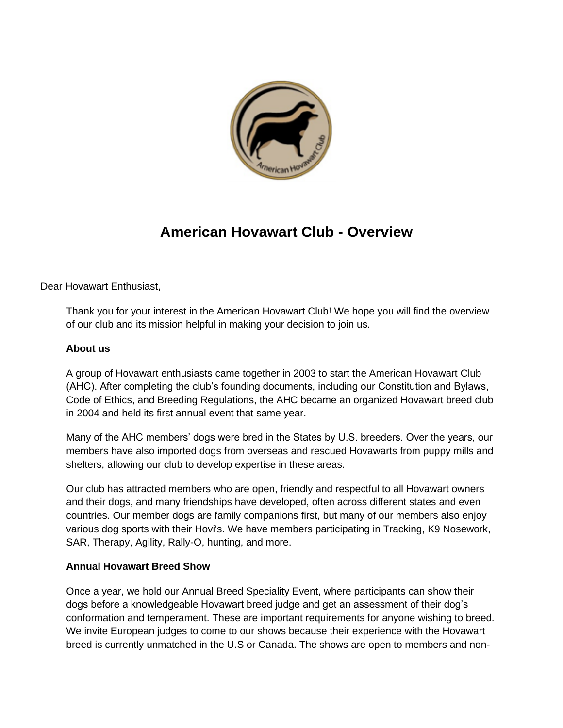# American Hovawart Club - Overview

Dear Hovawart Enthusiast,

Thank you for your interest in the American Hovawart Club! We hope you will find the overview of our club and its mission helpful in making your decision to join us.

**About us**

A group of Hovawart enthusiasts came together in 2003 to start the American Hovawart Club (AHC). After completing the club's founding documents, including our Constitution and Bylaws, Code of Ethics, and Breeding Regulations, the AHC became an organized Hovawart breed club in 2004 and held its first annual event that same year.

Many of the AHC members' dogs were bred in the States by U.S. breeders. Over the years, our members have also imported dogs from overseas and rescued Hovawarts from puppy mills and shelters, allowing our club to develop expertise in these areas.

Our club has attracted members who are open, friendly and respectful to all Hovawart owners and their dogs, and many friendships have developed, often across different states and even countries. Our member dogs are family companions first, but many of our members also enjoy various dog sports with their Hovi's. We have members participating in Tracking, K9 Nosework, SAR, Therapy, Agility, Rally-O, hunting, and more.

**Annual Hovawart Breed Show**

Once a year, we hold our Annual Breed Speciality Event, where participants can show their dogs before a knowledgeable Hovawart breed judge and get an assessment of their dog's conformation and temperament. These are important requirements for anyone wishing to breed. We invite European judges to come to our shows because their experience with the Hovawart breed is currently unmatched in the U.S or Canada. The shows are open to members and non-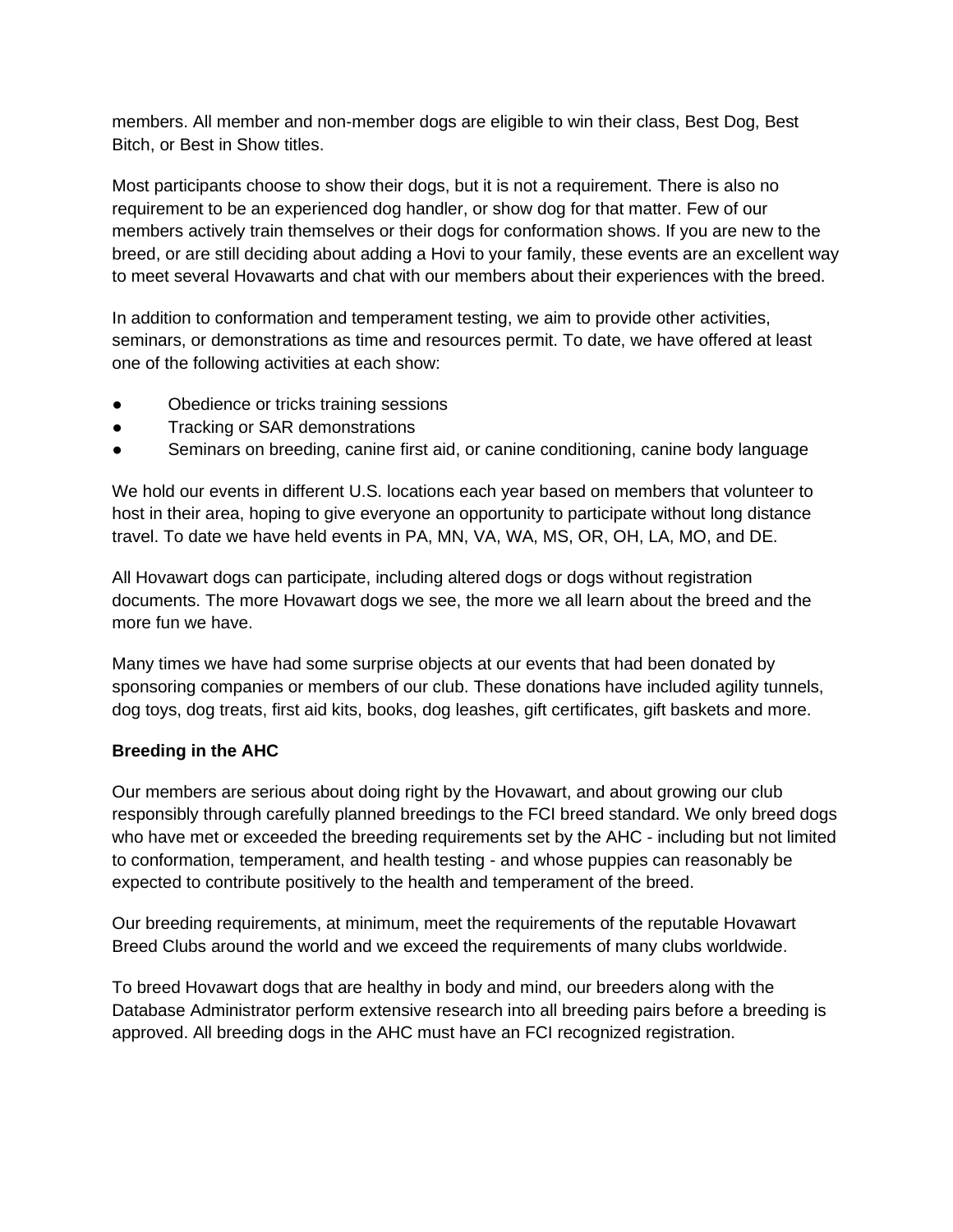members. All member and non-member dogs are eligible to win their class, Best Dog, Best Bitch, or Best in Show titles.

Most participants choose to show their dogs, but it is not a requirement. There is also no requirement to be an experienced dog handler, or show dog for that matter. Few of our members actively train themselves or their dogs for conformation shows. If you are new to the breed, or are still deciding about adding a Hovi to your family, these events are an excellent way to meet several Hovawarts and chat with our members about their experiences with the breed.

In addition to conformation and temperament testing, we aim to provide other activities, seminars, or demonstrations as time and resources permit. To date, we have offered at least one of the following activities at each show:

- Obedience or tricks training sessions
- Tracking or SAR demonstrations
- Seminars on breeding, canine first aid, or canine conditioning, canine body language

We hold our events in different U.S. locations each year based on members that volunteer to host in their area, hoping to give everyone an opportunity to participate without long distance travel. To date we have held events in PA, MN, VA, WA, MS, OR, OH, LA, MO, and DE.

All Hovawart dogs can participate, including altered dogs or dogs without registration documents. The more Hovawart dogs we see, the more we all learn about the breed and the more fun we have.

Many times we have had some surprise objects at our events that had been donated by sponsoring companies or members of our club. These donations have included agility tunnels, dog toys, dog treats, first aid kits, books, dog leashes, gift certificates, gift baskets and more.

**Breeding in the AHC**

Our members are serious about doing right by the Hovawart, and about growing our club responsibly through carefully planned breedings to the FCI breed standard. We only breed dogs who have met or exceeded the breeding requirements set by the AHC - including but not limited to conformation, temperament, and health testing - and whose puppies can reasonably be expected to contribute positively to the health and temperament of the breed.

Our breeding requirements, at minimum, meet the requirements of the reputable Hovawart Breed Clubs around the world and we exceed the requirements of many clubs worldwide.

To breed Hovawart dogs that are healthy in body and mind, our breeders along with the Database Administrator perform extensive research into all breeding pairs before a breeding is approved. All breeding dogs in the AHC must have an FCI recognized registration.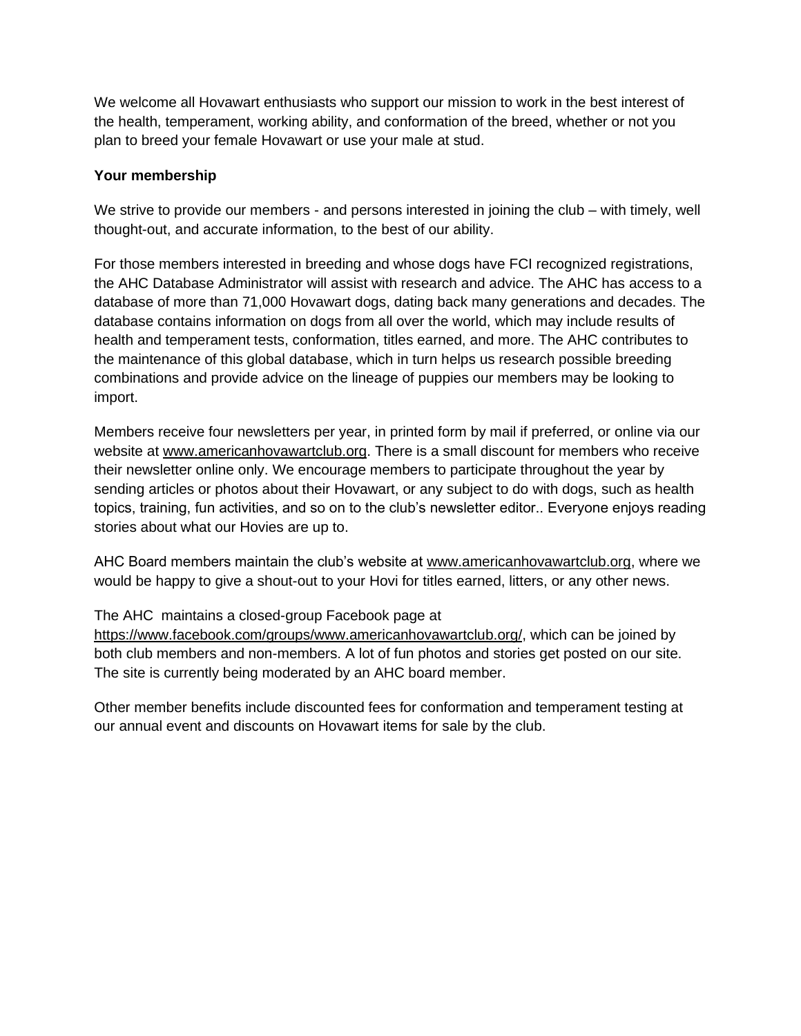We welcome all Hovawart enthusiasts who support our mission to work in the best interest of the health, temperament, working ability, and conformation of the breed, whether or not you plan to breed your female Hovawart or use your male at stud.

**Your membership**

We strive to provide our members - and persons interested in joining the club – with timely, well thought-out, and accurate information, to the best of our ability.

For those members interested in breeding and whose dogs have FCI recognized registrations, the AHC Database Administrator will assist with research and advice. The AHC has access to a database of more than 71,000 Hovawart dogs, dating back many generations and decades. The database contains information on dogs from all over the world, which may include results of health and temperament tests, conformation, titles earned, and more. The AHC contributes to the maintenance of this global database, which in turn helps us research possible breeding combinations and provide advice on the lineage of puppies our members may be looking to import.

Members receive four newsletters per year, in printed form by mail if preferred, or online via our website at www.americanhovawartclub.org. There is a small discount for members who receive their newsletter online only. We encourage members to participate throughout the year by sending articles or photos about their Hovawart, or any subject to do with dogs, such as health topics, training, fun activities, and so on to the club's newsletter editor.. Everyone enjoys reading stories about what our Hovies are up to.

AHC Board members maintain the club's website at www.americanhovawartclub.org, where we would be happy to give a shout-out to your Hovi for titles earned, litters, or any other news.

The AHC maintains a closed-group Facebook page at https://www.facebook.com/groups/www.americanhovawartclub.org/, which can be joined by both club members and non-members. A lot of fun photos and stories get posted on our site. The site is currently being moderated by an AHC board member.

Other member benefits include discounted fees for conformation and temperament testing at our annual event and discounts on Hovawart items for sale by the club.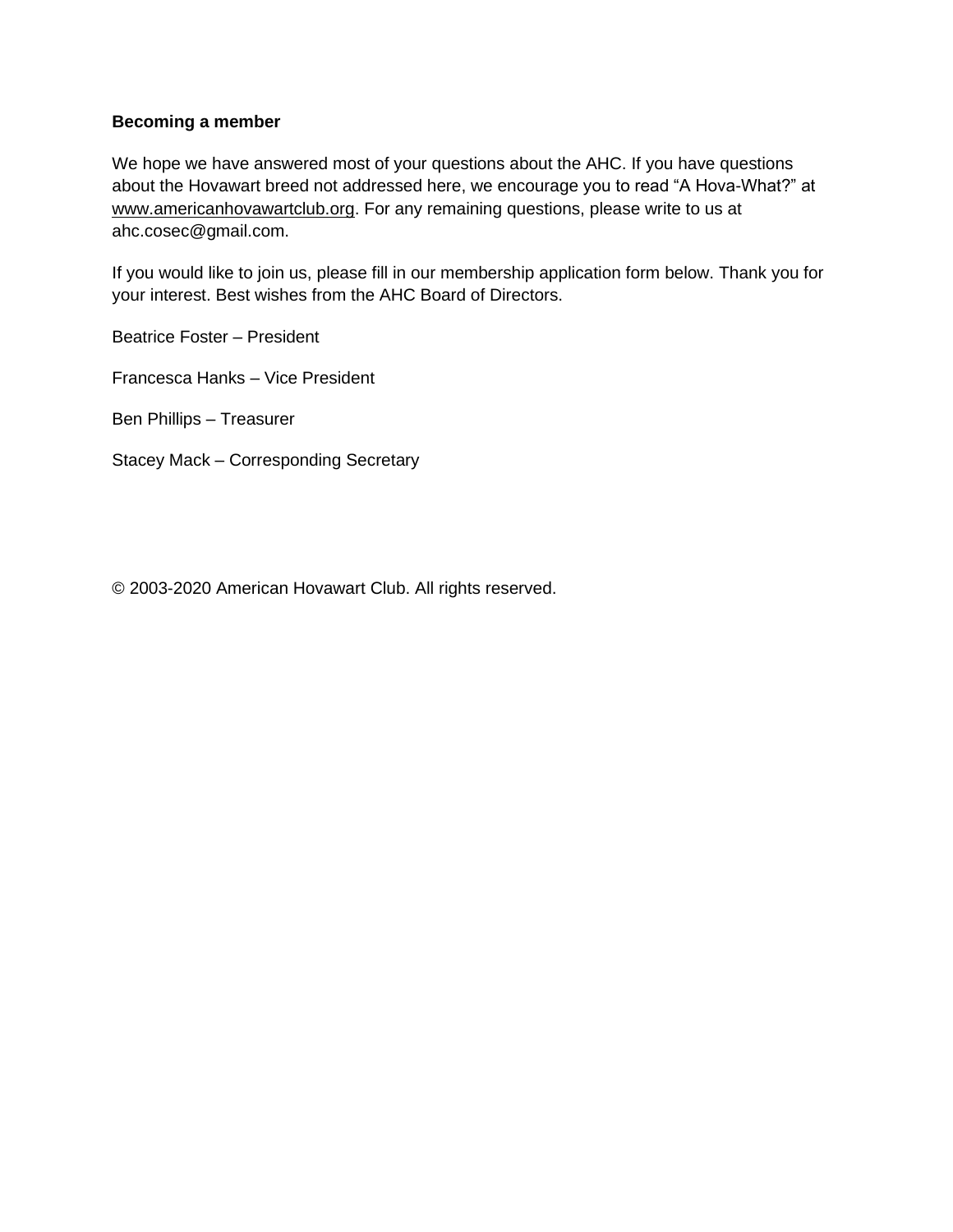**Becoming a member**

We hope we have answered most of your questions about the AHC. If you have questions about the Hovawart breed not addressed here, we encourage you to read “A Hova-What?” at www.americanhovawartclub.org. For any remaining questions, please write to us at ahc.cosec@gmail.com.

If you would like to join us, please fill in our membership application form below. Thank you for your interest. Best wishes from the AHC Board of Directors.

Beatrice Foster – President

Francesca Hanks – Vice President

Ben Phillips – Treasurer

Stacey Mack – Corresponding Secretary

© 2003-2020 American Hovawart Club. All rights reserved.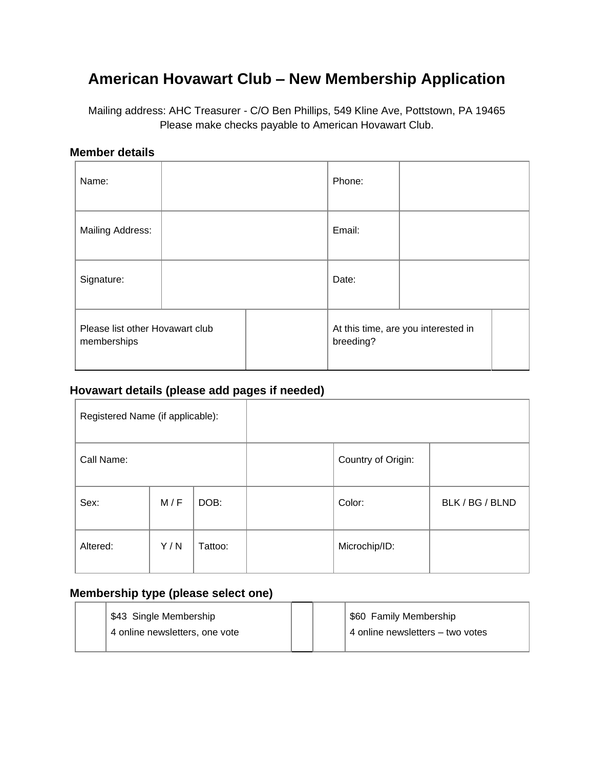# American Hovawart Club – New Membership Application

Mailing address: AHC Treasurer - C/O Ben Phillips, 549 Kline Ave, Pottstown, PA 19465
Please make checks payable to American Hovawart Club.

### Member details

| | | | |
|---|---|---|---|
| Name: | | Phone: | |
| Mailing Address: | | Email: | |
| Signature: | | Date: | |
| Please list other Hovawart club memberships | | At this time, are you interested in breeding? | |

### Hovawart details (please add pages if needed)

| | | | | | |
|---|---|---|---|---|---|
| Registered Name (if applicable): | | | | | |
| Call Name: | | | | Country of Origin: | |
| Sex: | M / F | DOB: | | Color: | BLK / BG / BLND |
| Altered: | Y / N | Tattoo: | | Microchip/ID: | |

### Membership type (please select one)

| | | | |
|---|---|---|---|
| | $43 Single Membership<br>4 online newsletters, one vote | | $60 Family Membership<br>4 online newsletters – two votes |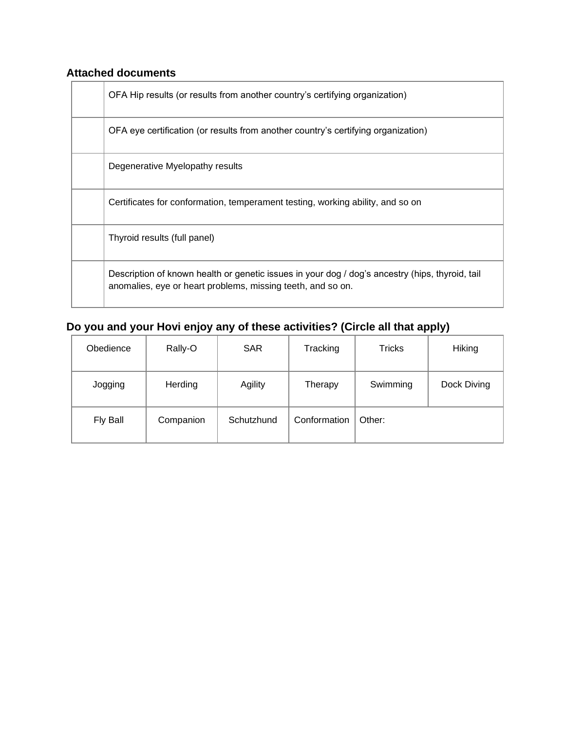### Attached documents

| | |
|---|---|
| | OFA Hip results (or results from another country's certifying organization) |
| | OFA eye certification (or results from another country's certifying organization) |
| | Degenerative Myelopathy results |
| | Certificates for conformation, temperament testing, working ability, and so on |
| | Thyroid results (full panel) |
| | Description of known health or genetic issues in your dog / dog's ancestry (hips, thyroid, tail anomalies, eye or heart problems, missing teeth, and so on. |

### Do you and your Hovi enjoy any of these activities? (Circle all that apply)

| | | | | | |
|---|---|---|---|---|---|
| Obedience | Rally-O | SAR | Tracking | Tricks | Hiking |
| Jogging | Herding | Agility | Therapy | Swimming | Dock Diving |
| Fly Ball | Companion | Schutzhund | Conformation | Other: | |